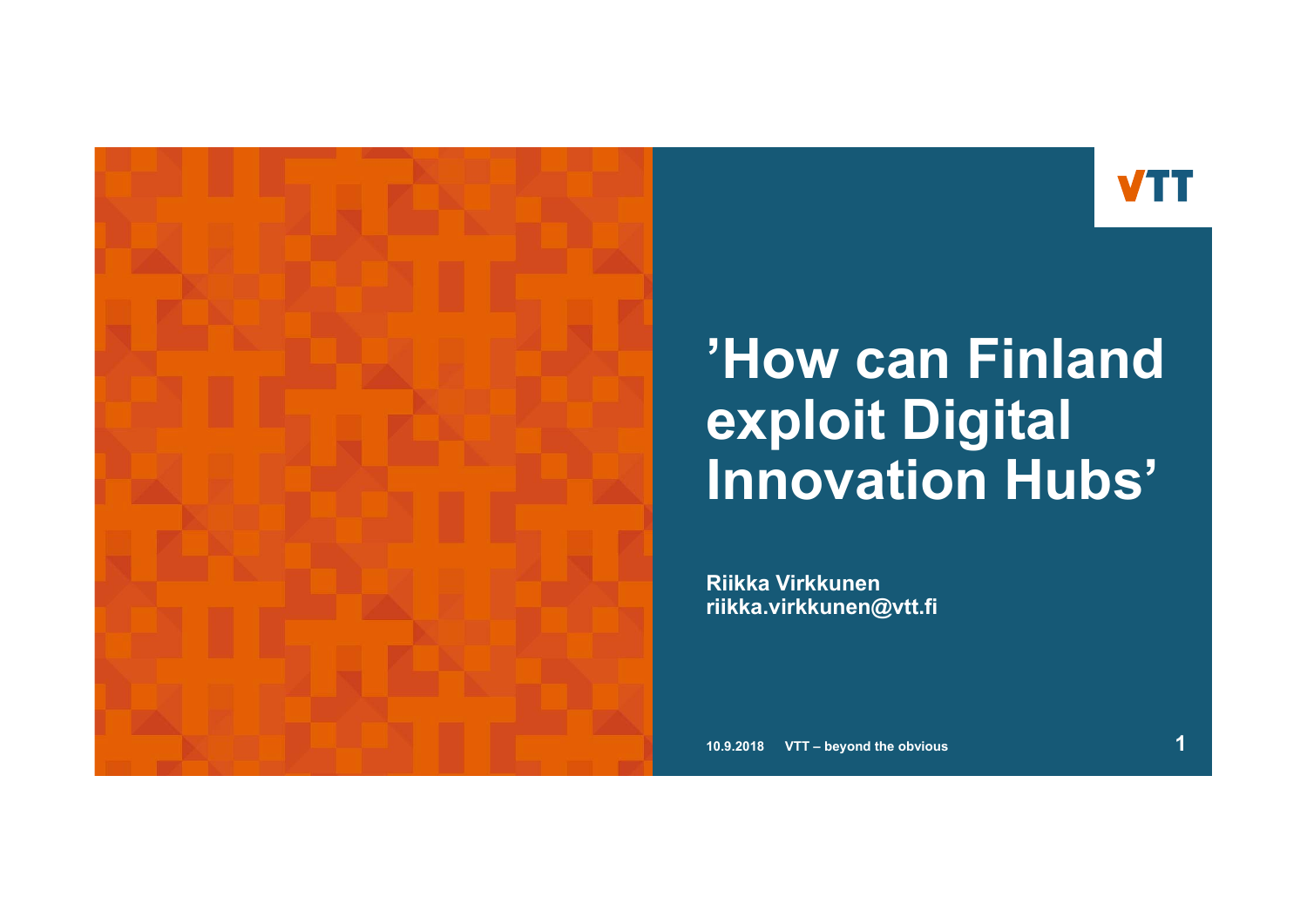# ’How can Finland exploit Digital Innovation Hubs’

**Riikka Virkkunen**
**riikka.virkkunen@vtt.fi**

10.9.2018 VTT – beyond the obvious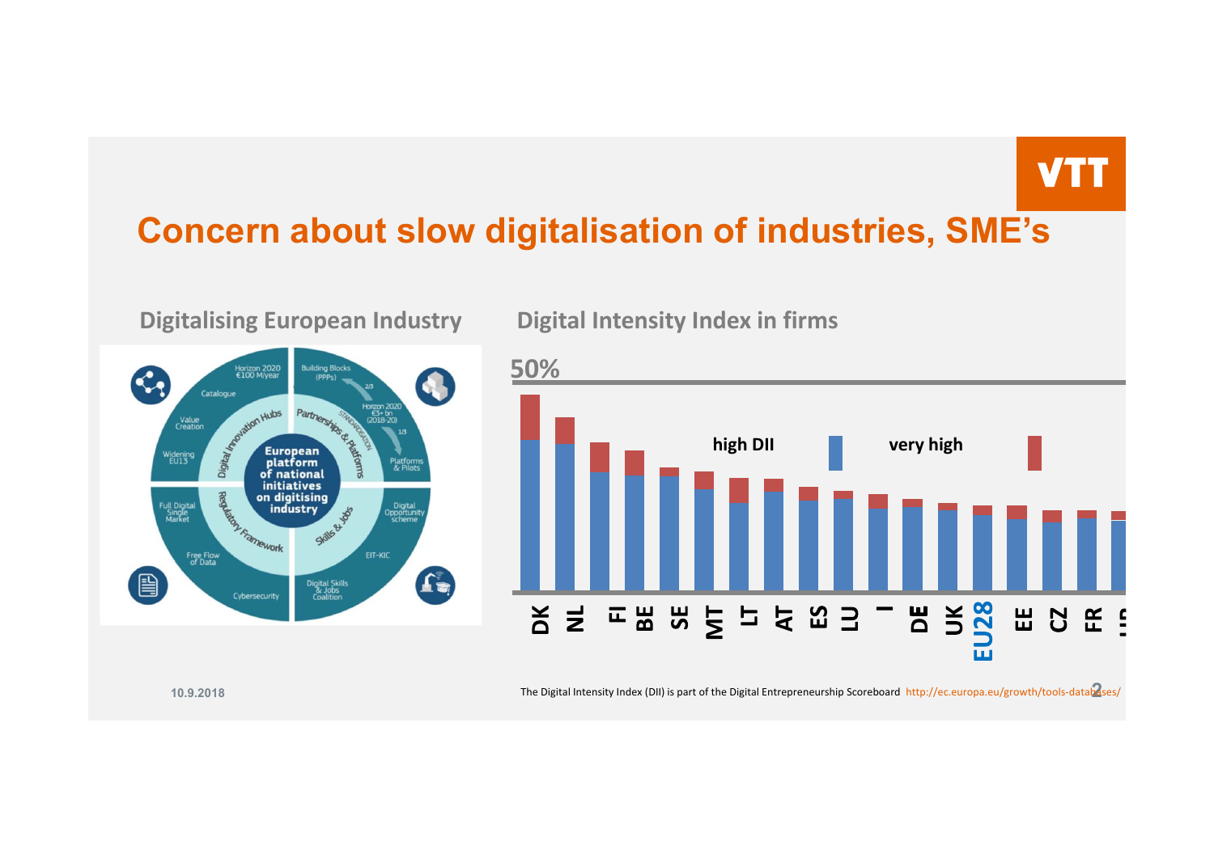# Concern about slow digitalisation of industries, SME's

## Digitalising European Industry

European platform of national initiatives on digitising industry

- Digital Innovation Hubs
- Partnerships & Platforms
- Regulatory Framework
- Skills & Jobs

Horizon 2020 €100 M/year · Catalogue · Value Creation · Widening EU13 · Building Blocks (PPPs) · Standardisation · Horizon 2020 €3+ bn (2018-20) · 2/3 · 1/3 · Platforms & Pilots · Full Digital Single Market · Free Flow of Data · Cybersecurity · Digital Opportunity scheme · EIT-KIC · Digital Skills & Jobs Coalition

## Digital Intensity Index in firms

50%

high DII · very high

DK, NL, FI, BE, SE, MT, LT, AT, ES, LU, I, DE, UK, EU28, EE, CZ, FR, HR

10.9.2018

The Digital Intensity Index (DII) is part of the Digital Entrepreneurship Scoreboard http://ec.europa.eu/growth/tools-databases/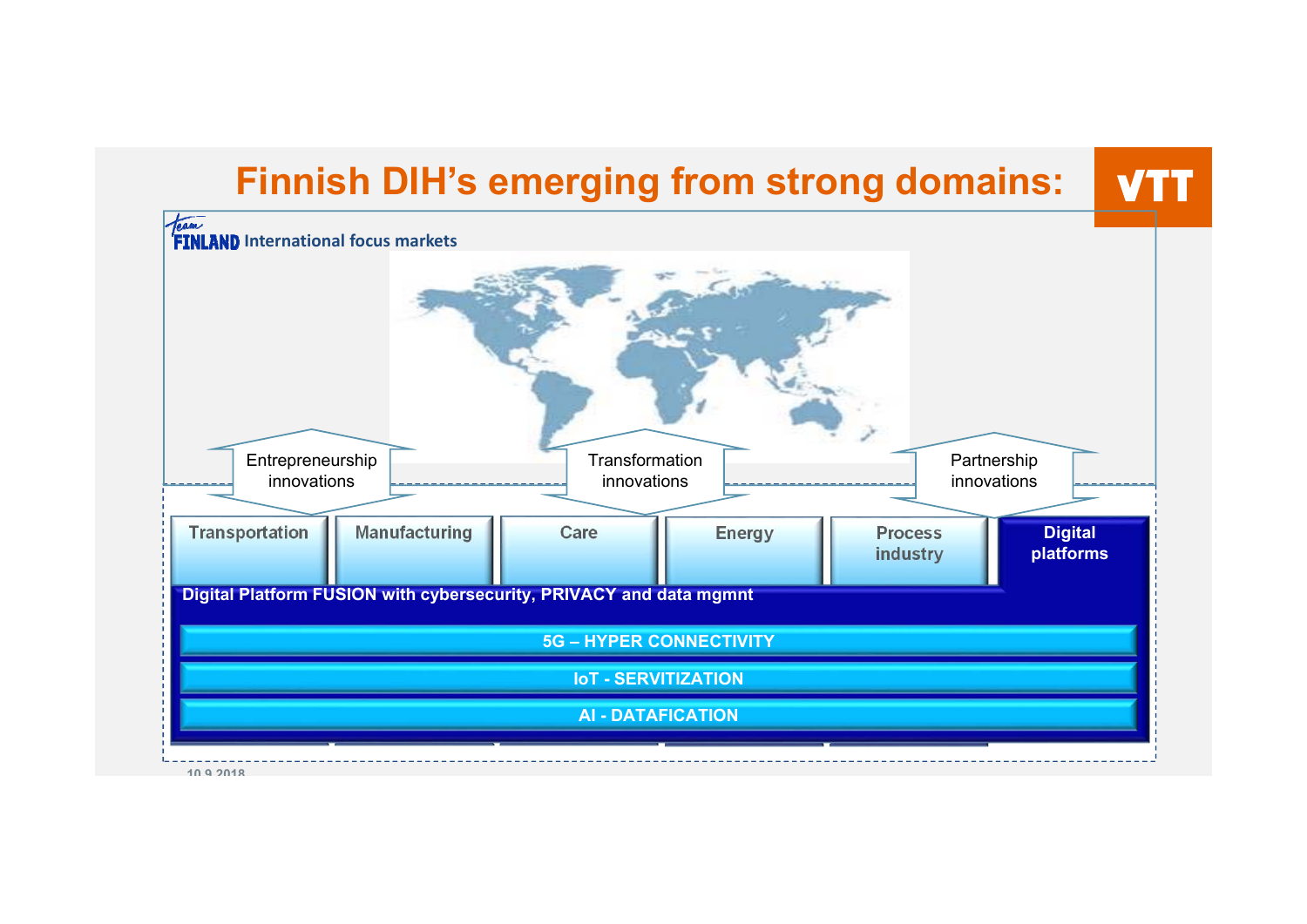# Finnish DIH's emerging from strong domains:

VTT

Team FINLAND International focus markets

Entrepreneurship innovations

Transformation innovations

Partnership innovations

Transportation | Manufacturing | Care | Energy | Process industry | Digital platforms

Digital Platform FUSION with cybersecurity, PRIVACY and data mgmnt

5G – HYPER CONNECTIVITY

IoT - SERVITIZATION

AI - DATAFICATION

10.9.2018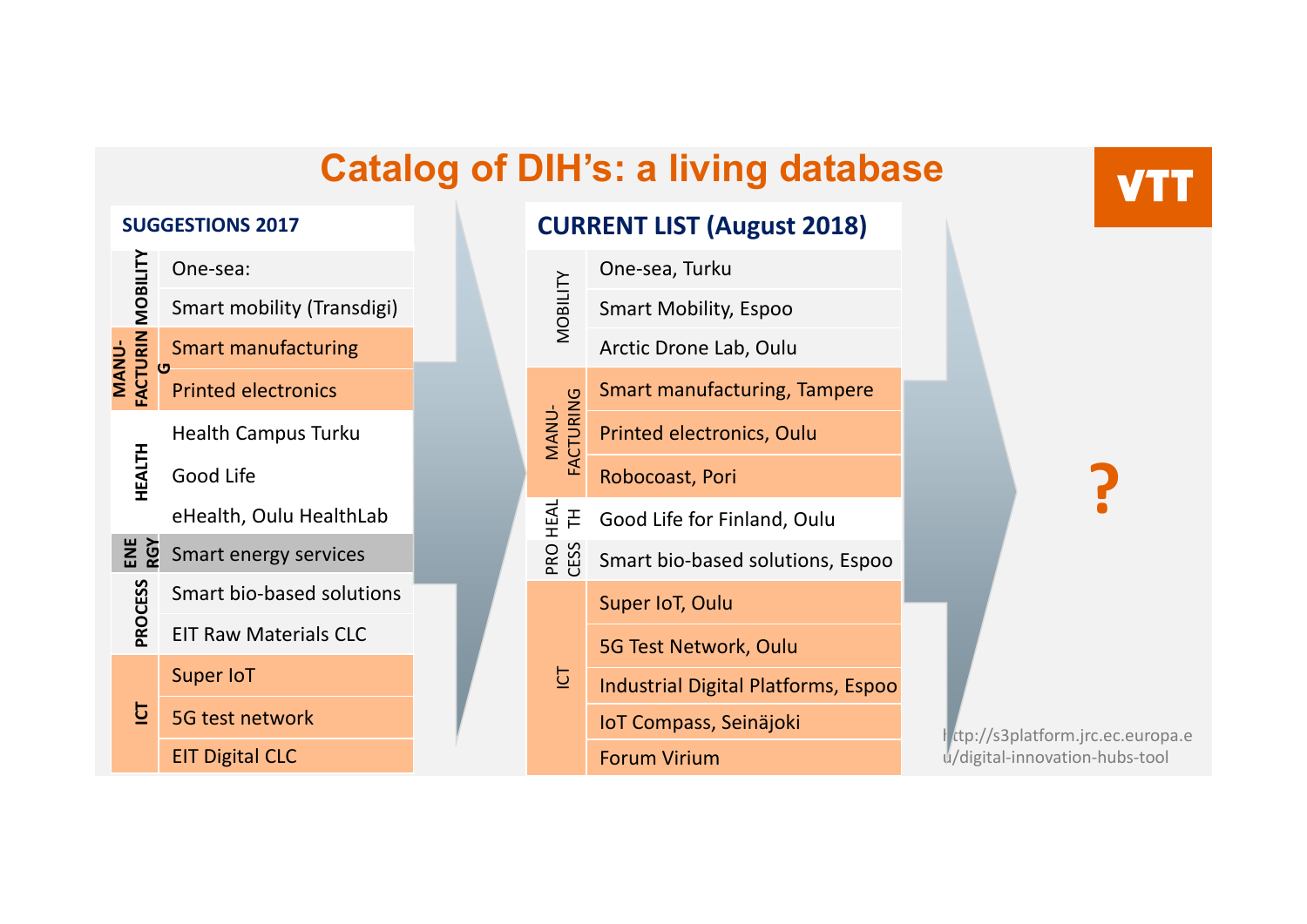# Catalog of DIH's: a living database

VTT

**SUGGESTIONS 2017**

| Category | Item |
|---|---|
| MOBILITY | One-sea: |
| | Smart mobility (Transdigi) |
| MANU-FACTURING | Smart manufacturing |
| | Printed electronics |
| HEALTH | Health Campus Turku |
| | Good Life |
| | eHealth, Oulu HealthLab |
| ENERGY | Smart energy services |
| PROCESS | Smart bio-based solutions |
| | EIT Raw Materials CLC |
| ICT | Super IoT |
| | 5G test network |
| | EIT Digital CLC |

**CURRENT LIST (August 2018)**

| Category | Item |
|---|---|
| MOBILITY | One-sea, Turku |
| | Smart Mobility, Espoo |
| | Arctic Drone Lab, Oulu |
| MANU-FACTURING | Smart manufacturing, Tampere |
| | Printed electronics, Oulu |
| | Robocoast, Pori |
| HEALTH | Good Life for Finland, Oulu |
| PROCESS | Smart bio-based solutions, Espoo |
| ICT | Super IoT, Oulu |
| | 5G Test Network, Oulu |
| | Industrial Digital Platforms, Espoo |
| | IoT Compass, Seinäjoki |
| | Forum Virium |

?

http://s3platform.jrc.ec.europa.eu/digital-innovation-hubs-tool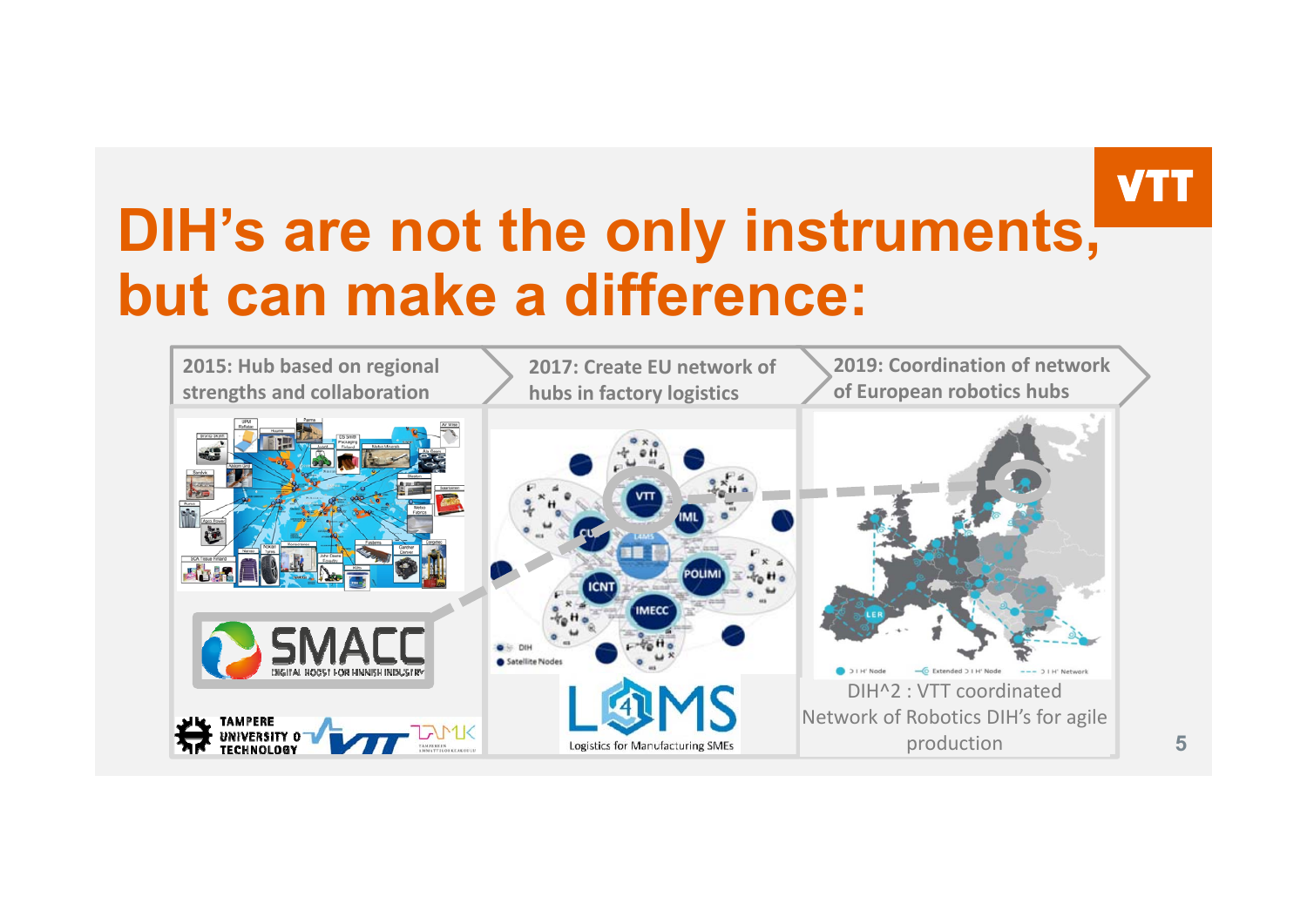# DIH's are not the only instruments, but can make a difference:

2015: Hub based on regional strengths and collaboration

2017: Create EU network of hubs in factory logistics

2019: Coordination of network of European robotics hubs

DIH^2 : VTT coordinated Network of Robotics DIH's for agile production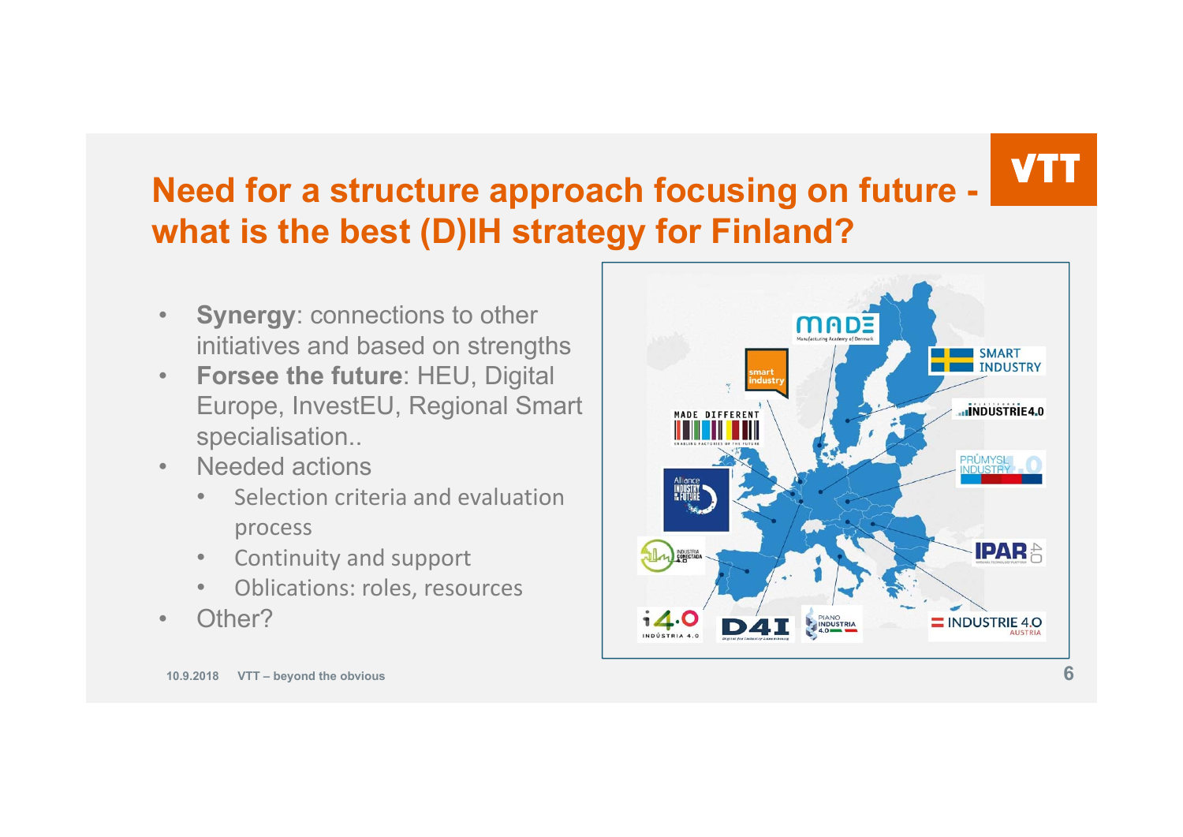# Need for a structure approach focusing on future - what is the best (D)IH strategy for Finland?

- **Synergy**: connections to other initiatives and based on strengths
- **Forsee the future**: HEU, Digital Europe, InvestEU, Regional Smart specialisation..
- Needed actions
  - Selection criteria and evaluation process
  - Continuity and support
  - Oblications: roles, resources
- Other?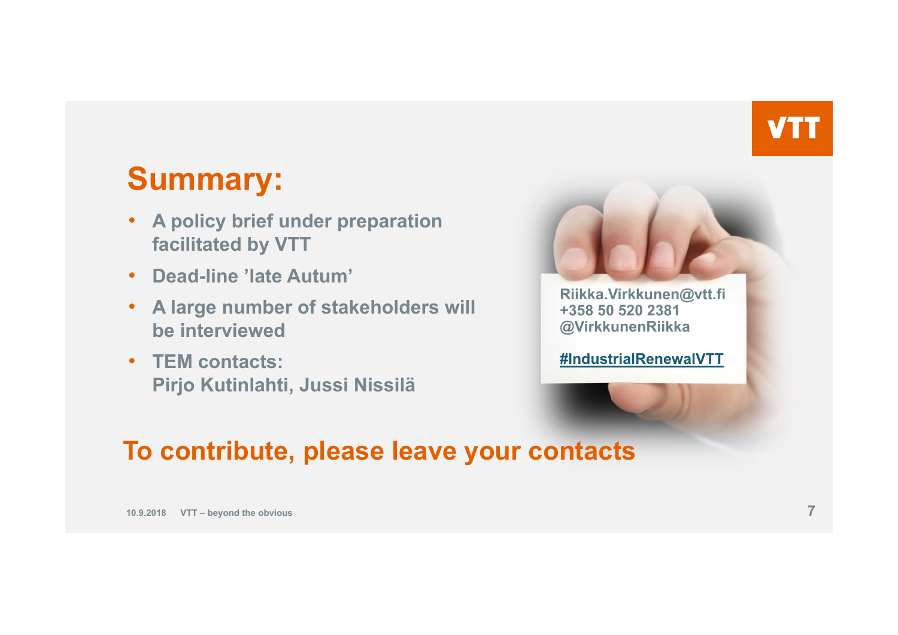# Summary:

- **A policy brief under preparation facilitated by VTT**
- **Dead-line ’late Autum’**
- **A large number of stakeholders will be interviewed**
- **TEM contacts: Pirjo Kutinlahti, Jussi Nissilä**

**Riikka.Virkkunen@vtt.fi**
**+358 50 520 2381**
**@VirkkunenRiikka**

**#IndustrialRenewalVTT**

## To contribute, please leave your contacts